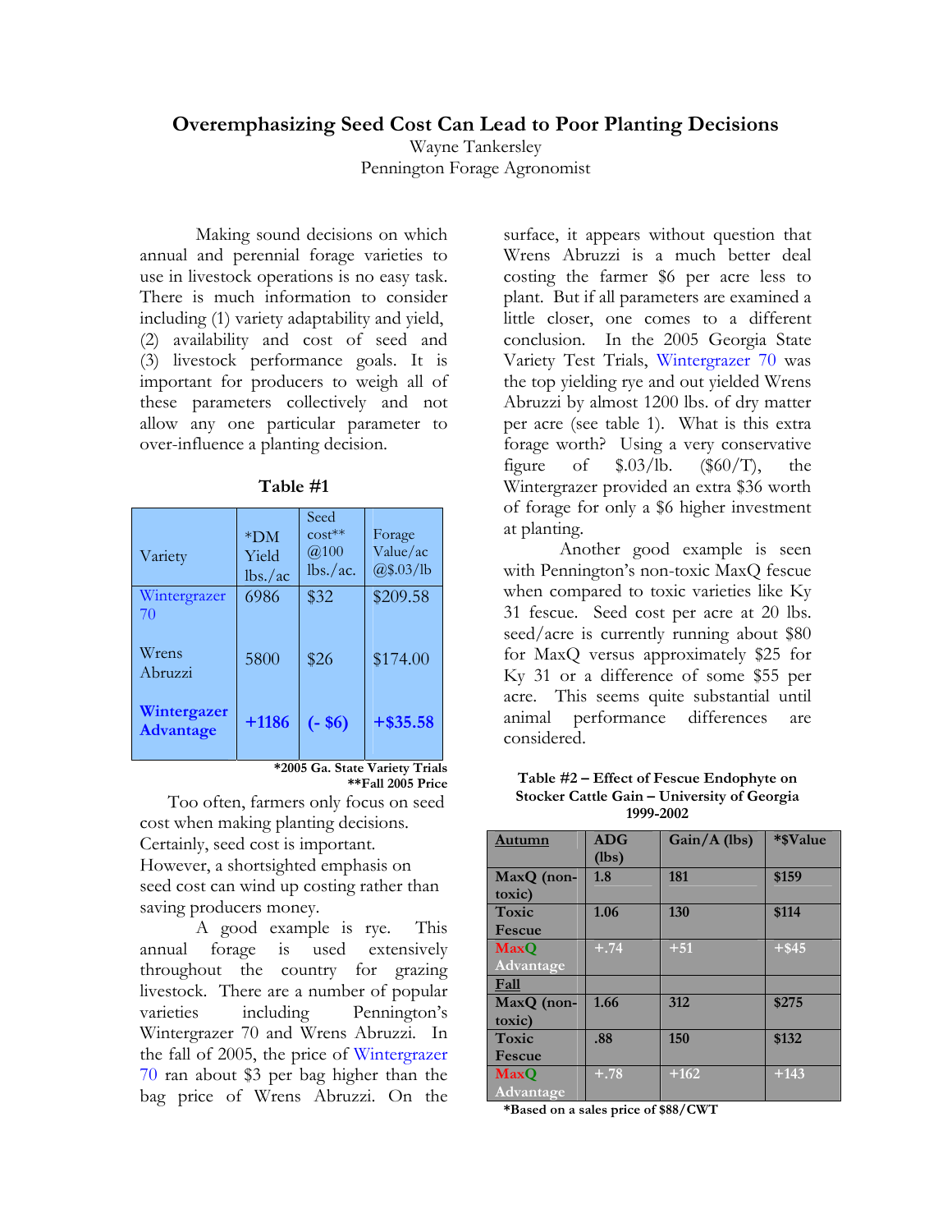# Overemphasizing Seed Cost Can Lead to Poor Planting Decisions

Wayne Tankersley
Pennington Forage Agronomist

Making sound decisions on which annual and perennial forage varieties to use in livestock operations is no easy task. There is much information to consider including (1) variety adaptability and yield, (2) availability and cost of seed and (3) livestock performance goals. It is important for producers to weigh all of these parameters collectively and not allow any one particular parameter to over-influence a planting decision.

**Table #1**

| Variety | *DM Yield lbs./ac | Seed cost** @100 lbs./ac. | Forage Value/ac @$.03/lb |
|---|---|---|---|
| Wintergrazer 70 | 6986 | $32 | $209.58 |
| Wrens Abruzzi | 5800 | $26 | $174.00 |
| **Wintergazer Advantage** | **+1186** | **(- $6)** | **+$35.58** |

***2005 Ga. State Variety Trials**
****Fall 2005 Price**

Too often, farmers only focus on seed cost when making planting decisions. Certainly, seed cost is important. However, a shortsighted emphasis on seed cost can wind up costing rather than saving producers money.

A good example is rye. This annual forage is used extensively throughout the country for grazing livestock. There are a number of popular varieties including Pennington's Wintergrazer 70 and Wrens Abruzzi. In the fall of 2005, the price of Wintergrazer 70 ran about $3 per bag higher than the bag price of Wrens Abruzzi. On the surface, it appears without question that Wrens Abruzzi is a much better deal costing the farmer $6 per acre less to plant. But if all parameters are examined a little closer, one comes to a different conclusion. In the 2005 Georgia State Variety Test Trials, Wintergrazer 70 was the top yielding rye and out yielded Wrens Abruzzi by almost 1200 lbs. of dry matter per acre (see table 1). What is this extra forage worth? Using a very conservative figure of $.03/lb. ($60/T), the Wintergrazer provided an extra $36 worth of forage for only a $6 higher investment at planting.

Another good example is seen with Pennington's non-toxic MaxQ fescue when compared to toxic varieties like Ky 31 fescue. Seed cost per acre at 20 lbs. seed/acre is currently running about $80 for MaxQ versus approximately $25 for Ky 31 or a difference of some $55 per acre. This seems quite substantial until animal performance differences are considered.

**Table #2 – Effect of Fescue Endophyte on Stocker Cattle Gain – University of Georgia 1999-2002**

| **Autumn** | **ADG (lbs)** | **Gain/A (lbs)** | ***$Value** |
|---|---|---|---|
| **MaxQ (non-toxic)** | **1.8** | **181** | **$159** |
| **Toxic Fescue** | **1.06** | **130** | **$114** |
| **MaxQ Advantage** | **+.74** | **+51** | **+$45** |
| **Fall** | | | |
| **MaxQ (non-toxic)** | **1.66** | **312** | **$275** |
| **Toxic Fescue** | **.88** | **150** | **$132** |
| **MaxQ Advantage** | **+.78** | **+162** | **+143** |

***Based on a sales price of $88/CWT**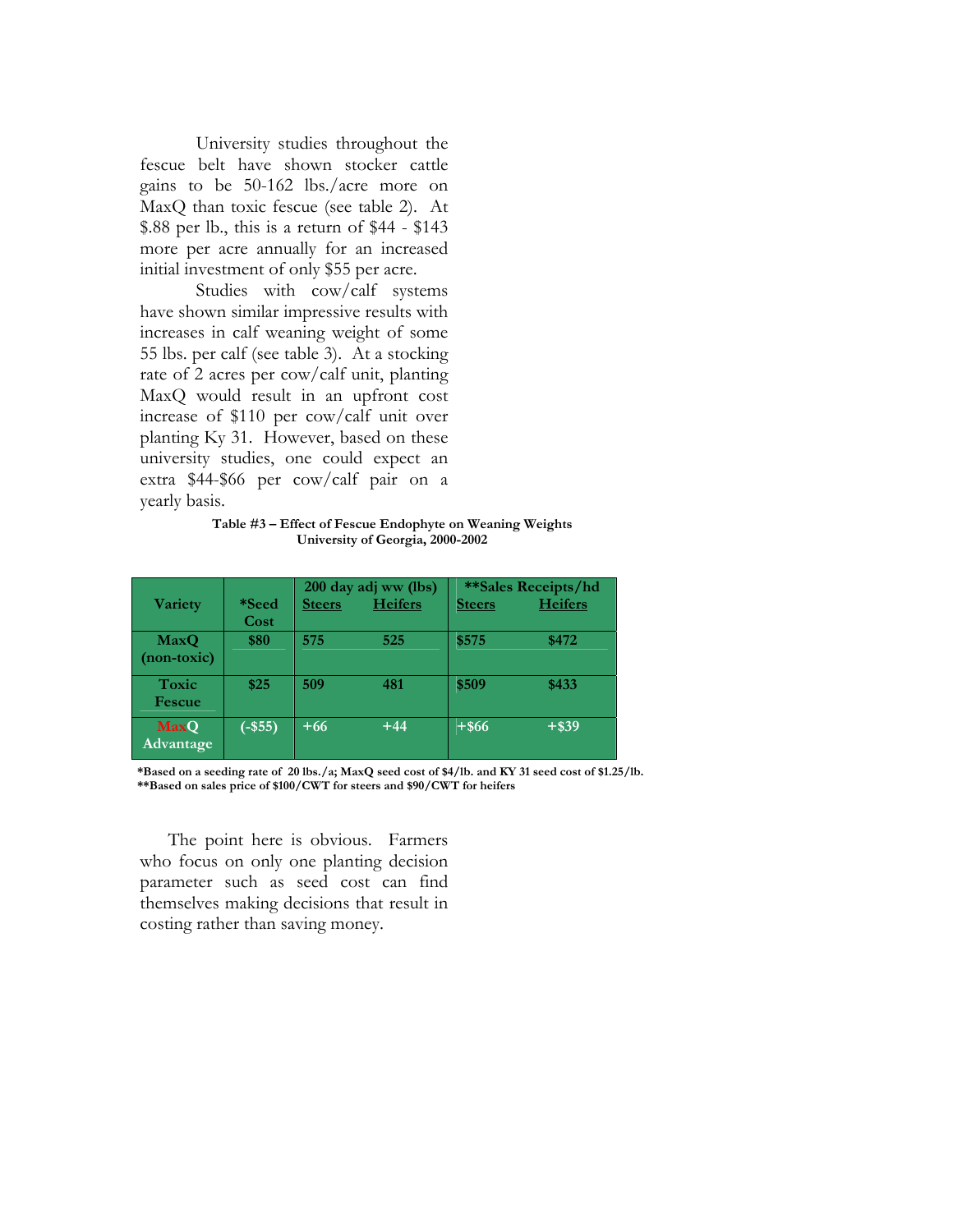University studies throughout the fescue belt have shown stocker cattle gains to be 50-162 lbs./acre more on MaxQ than toxic fescue (see table 2). At $.88 per lb., this is a return of $44 - $143 more per acre annually for an increased initial investment of only $55 per acre.

Studies with cow/calf systems have shown similar impressive results with increases in calf weaning weight of some 55 lbs. per calf (see table 3). At a stocking rate of 2 acres per cow/calf unit, planting MaxQ would result in an upfront cost increase of $110 per cow/calf unit over planting Ky 31. However, based on these university studies, one could expect an extra $44-$66 per cow/calf pair on a yearly basis.

**Table #3 – Effect of Fescue Endophyte on Weaning Weights**
**University of Georgia, 2000-2002**

| Variety | *Seed Cost | 200 day adj ww (lbs) | | **Sales Receipts/hd | |
|---|---|---|---|---|---|
| | | Steers | Heifers | Steers | Heifers |
| MaxQ (non-toxic) | $80 | 575 | 525 | $575 | $472 |
| Toxic Fescue | $25 | 509 | 481 | $509 | $433 |
| MaxQ Advantage | (-$55) | +66 | +44 | +$66 | +$39 |

*Based on a seeding rate of 20 lbs./a; MaxQ seed cost of $4/lb. and KY 31 seed cost of $1.25/lb.
**Based on sales price of $100/CWT for steers and $90/CWT for heifers

The point here is obvious. Farmers who focus on only one planting decision parameter such as seed cost can find themselves making decisions that result in costing rather than saving money.